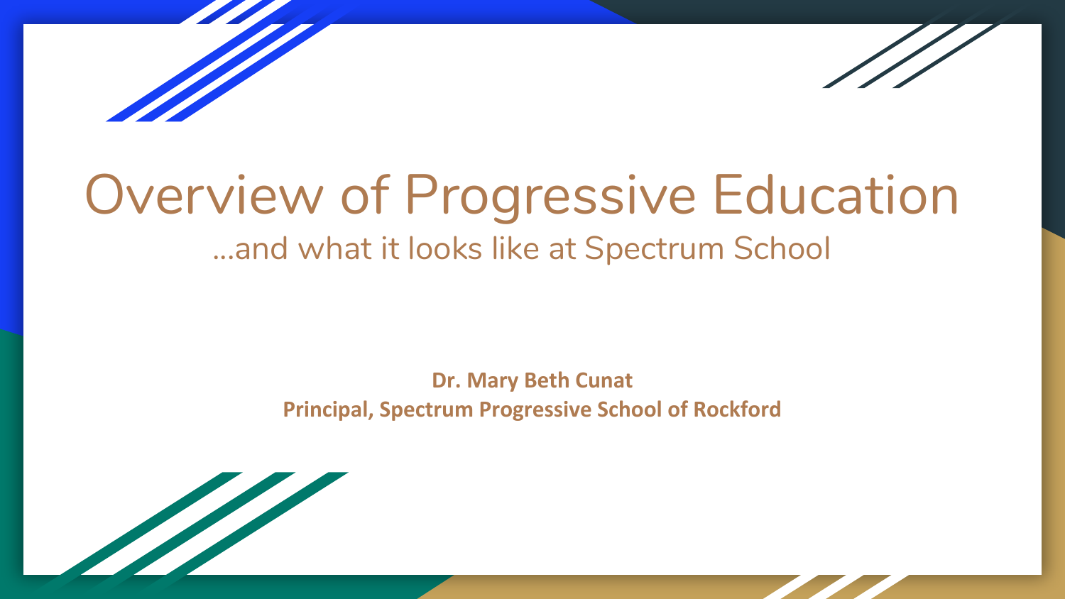# Overview of Progressive Education

## ...and what it looks like at Spectrum School

**Dr. Mary Beth Cunat**
**Principal, Spectrum Progressive School of Rockford**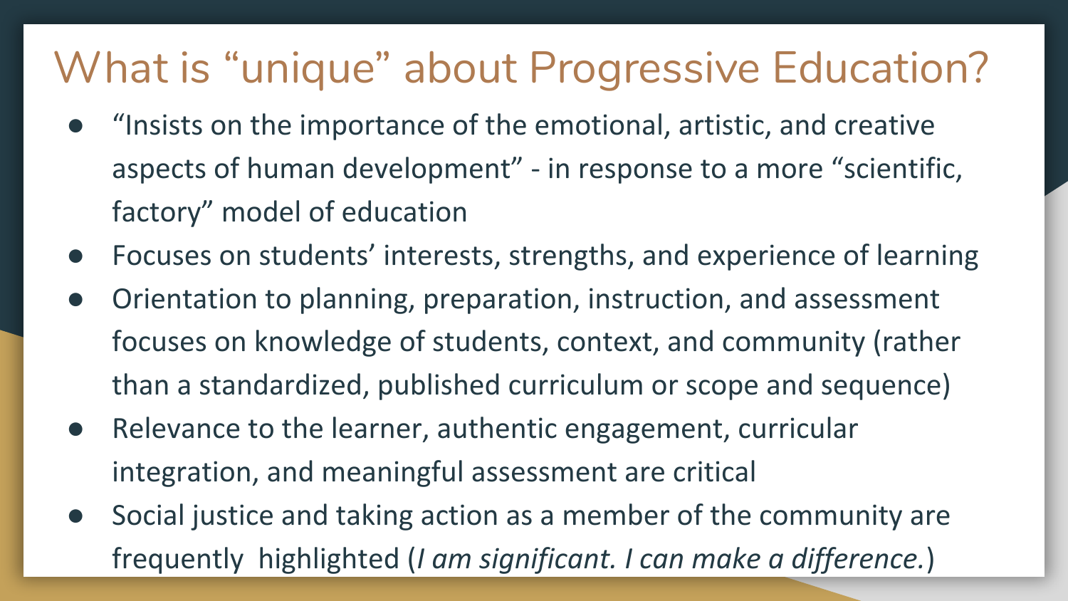# What is "unique" about Progressive Education?

- "Insists on the importance of the emotional, artistic, and creative aspects of human development" - in response to a more "scientific, factory" model of education
- Focuses on students' interests, strengths, and experience of learning
- Orientation to planning, preparation, instruction, and assessment focuses on knowledge of students, context, and community (rather than a standardized, published curriculum or scope and sequence)
- Relevance to the learner, authentic engagement, curricular integration, and meaningful assessment are critical
- Social justice and taking action as a member of the community are frequently highlighted (*I am significant. I can make a difference.*)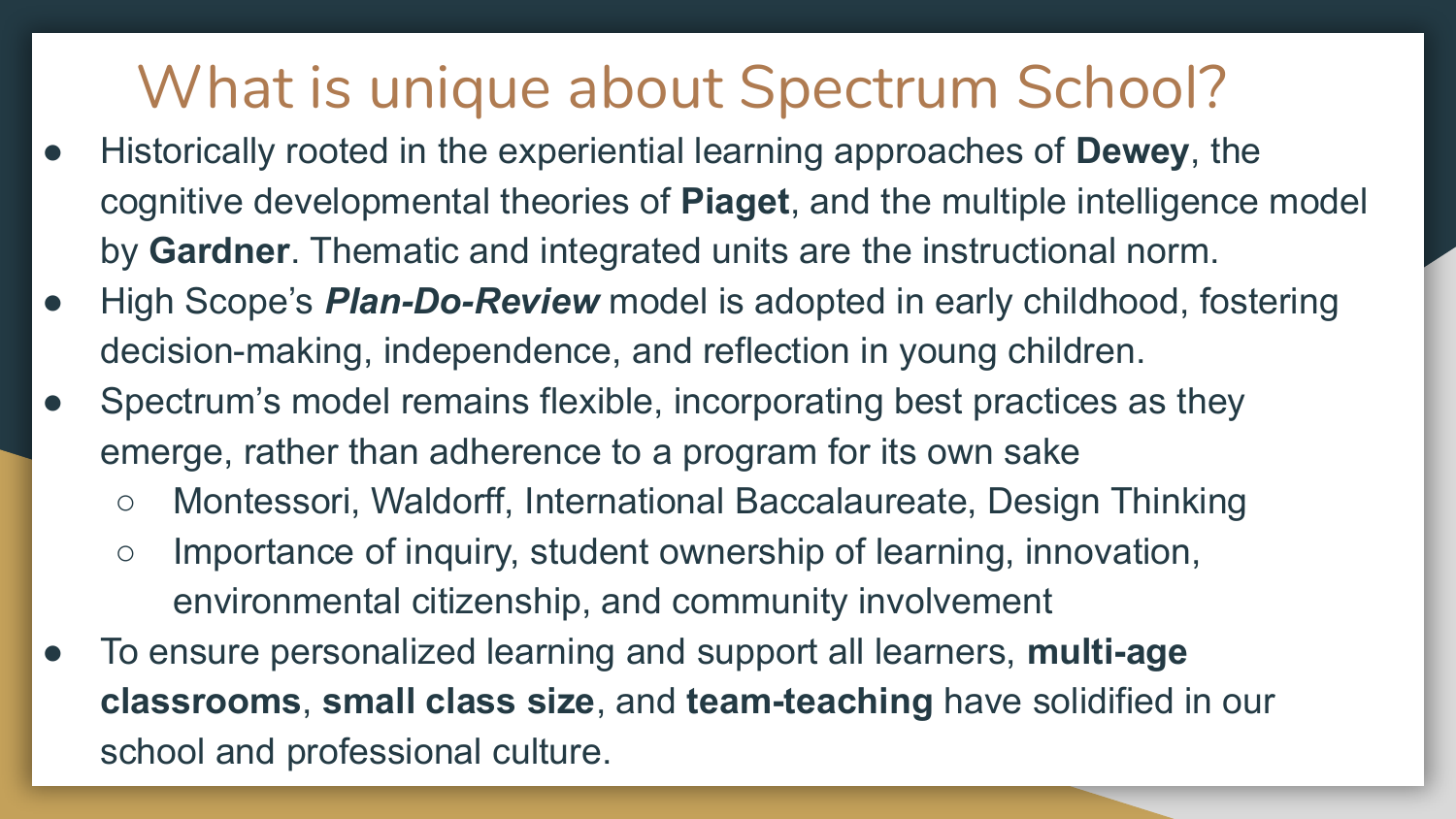# What is unique about Spectrum School?

- Historically rooted in the experiential learning approaches of **Dewey**, the cognitive developmental theories of **Piaget**, and the multiple intelligence model by **Gardner**. Thematic and integrated units are the instructional norm.
- High Scope's ***Plan-Do-Review*** model is adopted in early childhood, fostering decision-making, independence, and reflection in young children.
- Spectrum's model remains flexible, incorporating best practices as they emerge, rather than adherence to a program for its own sake
  - Montessori, Waldorff, International Baccalaureate, Design Thinking
  - Importance of inquiry, student ownership of learning, innovation, environmental citizenship, and community involvement
- To ensure personalized learning and support all learners, **multi-age classrooms**, **small class size**, and **team-teaching** have solidified in our school and professional culture.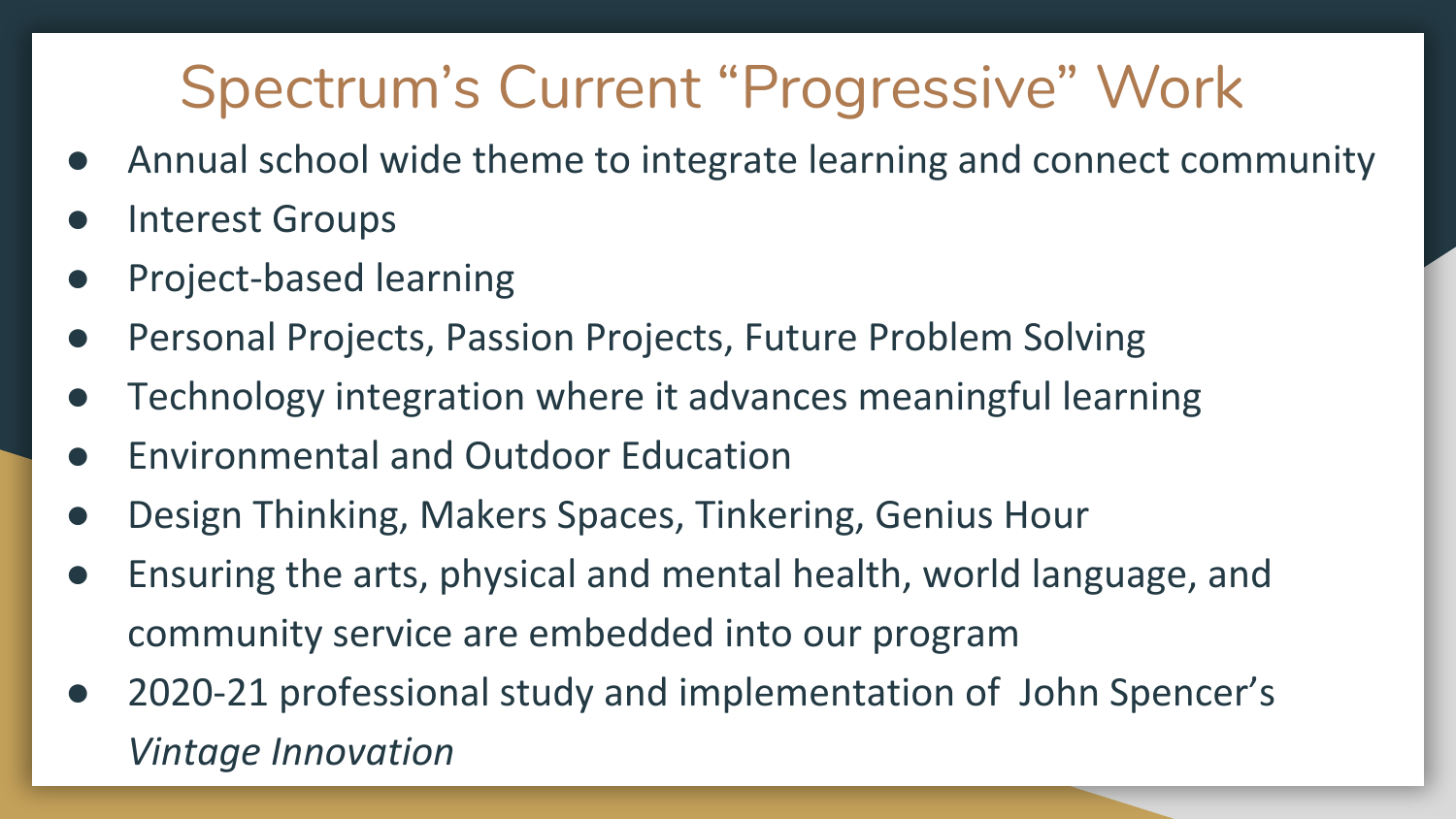# Spectrum’s Current “Progressive” Work

- Annual school wide theme to integrate learning and connect community
- Interest Groups
- Project-based learning
- Personal Projects, Passion Projects, Future Problem Solving
- Technology integration where it advances meaningful learning
- Environmental and Outdoor Education
- Design Thinking, Makers Spaces, Tinkering, Genius Hour
- Ensuring the arts, physical and mental health, world language, and community service are embedded into our program
- 2020-21 professional study and implementation of John Spencer’s *Vintage Innovation*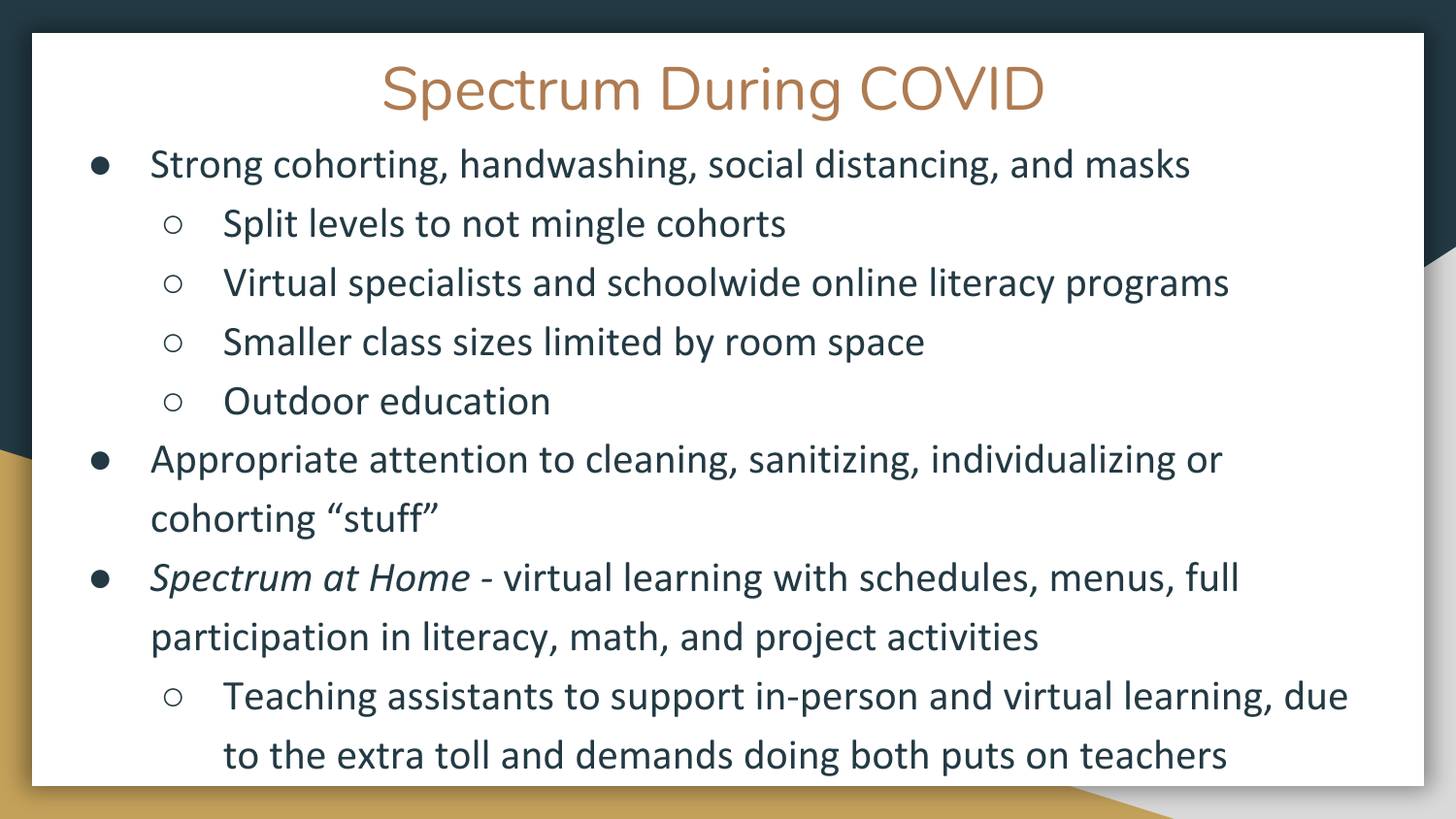# Spectrum During COVID

- Strong cohorting, handwashing, social distancing, and masks
  - Split levels to not mingle cohorts
  - Virtual specialists and schoolwide online literacy programs
  - Smaller class sizes limited by room space
  - Outdoor education
- Appropriate attention to cleaning, sanitizing, individualizing or cohorting "stuff"
- *Spectrum at Home* - virtual learning with schedules, menus, full participation in literacy, math, and project activities
  - Teaching assistants to support in-person and virtual learning, due to the extra toll and demands doing both puts on teachers